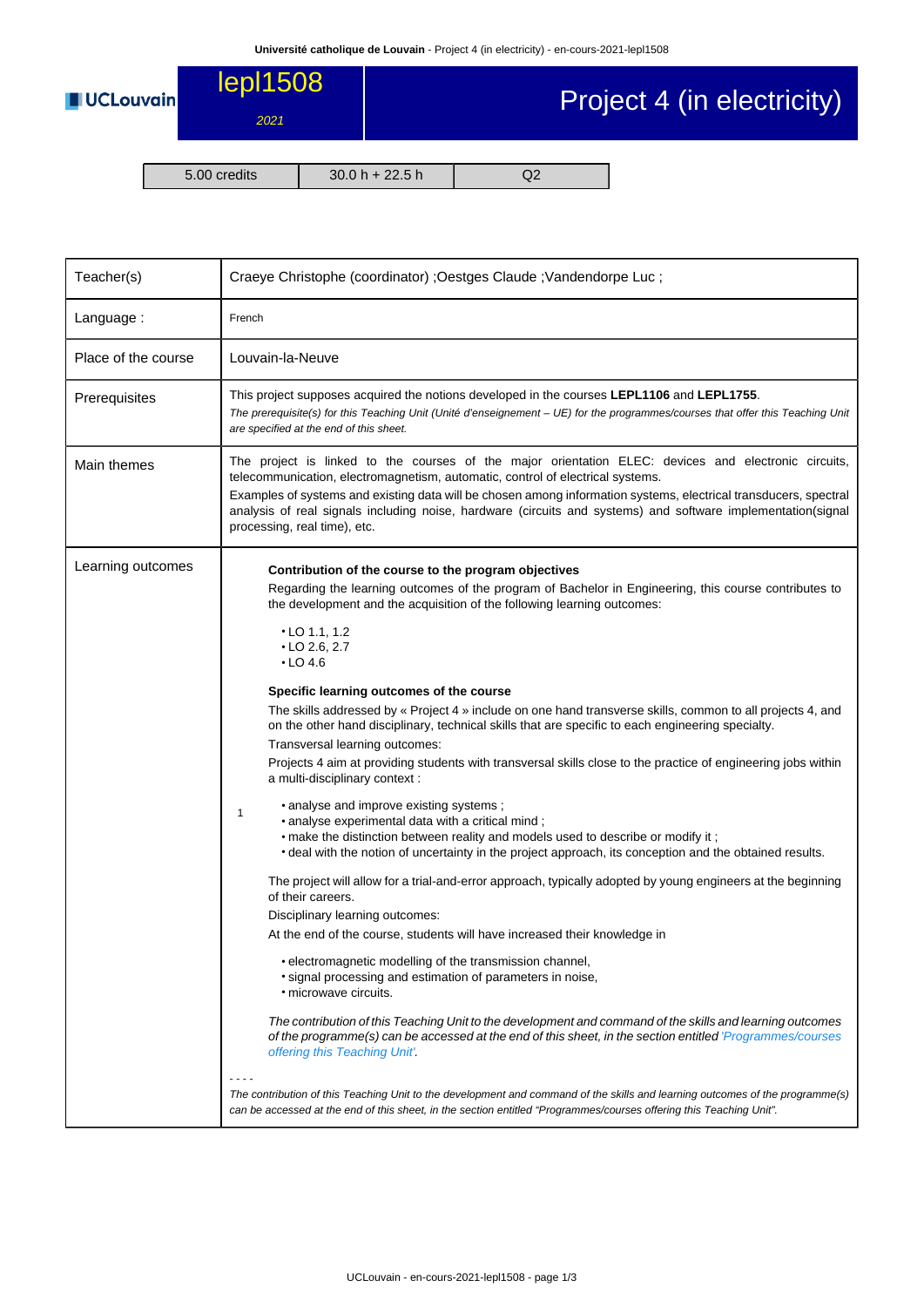# lepl1508

*2021*

# Project 4 (in electricity)

| 5.00 credits | 30.0 h + 22.5 h | Q2 |
|---|---|---|

| | |
|---|---|
| Teacher(s) | Craeye Christophe (coordinator) ;Oestges Claude ;Vandendorpe Luc ; |
| Language : | French |
| Place of the course | Louvain-la-Neuve |
| Prerequisites | This project supposes acquired the notions developed in the courses **LEPL1106** and **LEPL1755**. *The prerequisite(s) for this Teaching Unit (Unité d'enseignement – UE) for the programmes/courses that offer this Teaching Unit are specified at the end of this sheet.* |
| Main themes | The project is linked to the courses of the major orientation ELEC: devices and electronic circuits, telecommunication, electromagnetism, automatic, control of electrical systems. Examples of systems and existing data will be chosen among information systems, electrical transducers, spectral analysis of real signals including noise, hardware (circuits and systems) and software implementation(signal processing, real time), etc. |
| Learning outcomes | 1 — **Contribution of the course to the program objectives** Regarding the learning outcomes of the program of Bachelor in Engineering, this course contributes to the development and the acquisition of the following learning outcomes: • LO 1.1, 1.2 • LO 2.6, 2.7 • LO 4.6 **Specific learning outcomes of the course** The skills addressed by « Project 4 » include on one hand transverse skills, common to all projects 4, and on the other hand disciplinary, technical skills that are specific to each engineering specialty. Transversal learning outcomes: Projects 4 aim at providing students with transversal skills close to the practice of engineering jobs within a multi-disciplinary context : • analyse and improve existing systems ; • analyse experimental data with a critical mind ; • make the distinction between reality and models used to describe or modify it ; • deal with the notion of uncertainty in the project approach, its conception and the obtained results. The project will allow for a trial-and-error approach, typically adopted by young engineers at the beginning of their careers. Disciplinary learning outcomes: At the end of the course, students will have increased their knowledge in • electromagnetic modelling of the transmission channel, • signal processing and estimation of parameters in noise, • microwave circuits. *The contribution of this Teaching Unit to the development and command of the skills and learning outcomes of the programme(s) can be accessed at the end of this sheet, in the section entitled 'Programmes/courses offering this Teaching Unit'.* ---- *The contribution of this Teaching Unit to the development and command of the skills and learning outcomes of the programme(s) can be accessed at the end of this sheet, in the section entitled "Programmes/courses offering this Teaching Unit".* |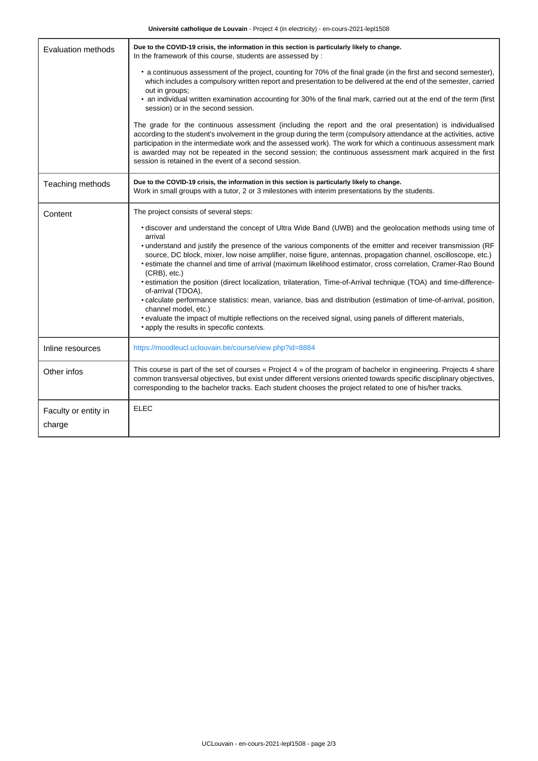| | |
|---|---|
| Evaluation methods | **Due to the COVID-19 crisis, the information in this section is particularly likely to change.**<br>In the framework of this course, students are assessed by :<br>• a continuous assessment of the project, counting for 70% of the final grade (in the first and second semester), which includes a compulsory written report and presentation to be delivered at the end of the semester, carried out in groups;<br>• an individual written examination accounting for 30% of the final mark, carried out at the end of the term (first session) or in the second session.<br><br>The grade for the continuous assessment (including the report and the oral presentation) is individualised according to the student's involvement in the group during the term (compulsory attendance at the activities, active participation in the intermediate work and the assessed work). The work for which a continuous assessment mark is awarded may not be repeated in the second session; the continuous assessment mark acquired in the first session is retained in the event of a second session. |
| Teaching methods | **Due to the COVID-19 crisis, the information in this section is particularly likely to change.**<br>Work in small groups with a tutor, 2 or 3 milestones with interim presentations by the students. |
| Content | The project consists of several steps:<br>• discover and understand the concept of Ultra Wide Band (UWB) and the geolocation methods using time of arrival<br>• understand and justify the presence of the various components of the emitter and receiver transmission (RF source, DC block, mixer, low noise amplifier, noise figure, antennas, propagation channel, oscilloscope, etc.)<br>• estimate the channel and time of arrival (maximum likelihood estimator, cross correlation, Cramer-Rao Bound (CRB), etc.)<br>• estimation the position (direct localization, trilateration, Time-of-Arrival technique (TOA) and time-difference-of-arrival (TDOA),<br>• calculate performance statistics: mean, variance, bias and distribution (estimation of time-of-arrival, position, channel model, etc.)<br>• evaluate the impact of multiple reflections on the received signal, using panels of different materials,<br>• apply the results in specofic contexts. |
| Inline resources | https://moodleucl.uclouvain.be/course/view.php?id=8884 |
| Other infos | This course is part of the set of courses « Project 4 » of the program of bachelor in engineering. Projects 4 share common transversal objectives, but exist under different versions oriented towards specific disciplinary objectives, corresponding to the bachelor tracks. Each student chooses the project related to one of his/her tracks. |
| Faculty or entity in charge | ELEC |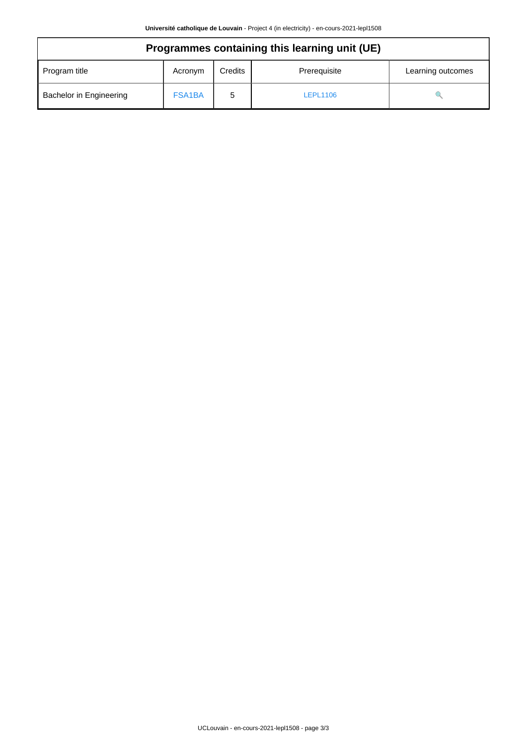## Programmes containing this learning unit (UE)

| Program title | Acronym | Credits | Prerequisite | Learning outcomes |
|---|---|---|---|---|
| Bachelor in Engineering | FSA1BA | 5 | LEPL1106 | 🔍 |